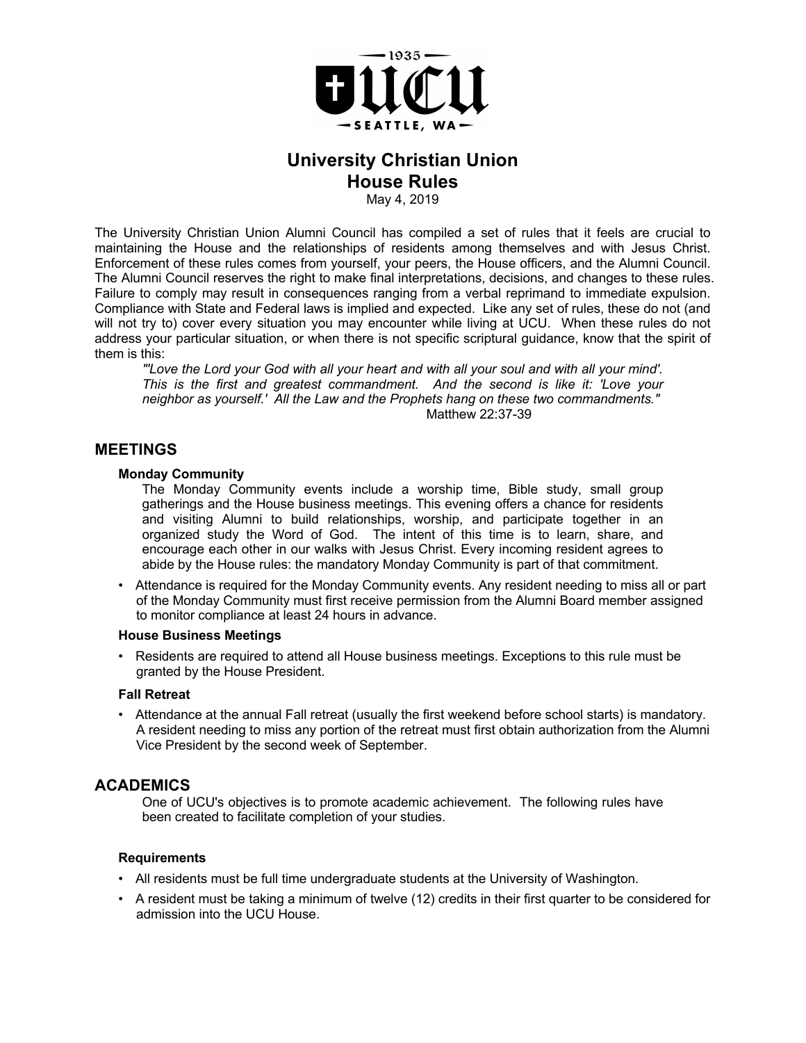1935

UCU

SEATTLE, WA

# University Christian Union
# House Rules

May 4, 2019

The University Christian Union Alumni Council has compiled a set of rules that it feels are crucial to maintaining the House and the relationships of residents among themselves and with Jesus Christ. Enforcement of these rules comes from yourself, your peers, the House officers, and the Alumni Council. The Alumni Council reserves the right to make final interpretations, decisions, and changes to these rules. Failure to comply may result in consequences ranging from a verbal reprimand to immediate expulsion. Compliance with State and Federal laws is implied and expected. Like any set of rules, these do not (and will not try to) cover every situation you may encounter while living at UCU. When these rules do not address your particular situation, or when there is not specific scriptural guidance, know that the spirit of them is this:

> *"'Love the Lord your God with all your heart and with all your soul and with all your mind'. This is the first and greatest commandment. And the second is like it: 'Love your neighbor as yourself.' All the Law and the Prophets hang on these two commandments."*
>
> Matthew 22:37-39

## MEETINGS

### Monday Community

The Monday Community events include a worship time, Bible study, small group gatherings and the House business meetings. This evening offers a chance for residents and visiting Alumni to build relationships, worship, and participate together in an organized study the Word of God. The intent of this time is to learn, share, and encourage each other in our walks with Jesus Christ. Every incoming resident agrees to abide by the House rules: the mandatory Monday Community is part of that commitment.

- Attendance is required for the Monday Community events. Any resident needing to miss all or part of the Monday Community must first receive permission from the Alumni Board member assigned to monitor compliance at least 24 hours in advance.

### House Business Meetings

- Residents are required to attend all House business meetings. Exceptions to this rule must be granted by the House President.

### Fall Retreat

- Attendance at the annual Fall retreat (usually the first weekend before school starts) is mandatory. A resident needing to miss any portion of the retreat must first obtain authorization from the Alumni Vice President by the second week of September.

## ACADEMICS

One of UCU's objectives is to promote academic achievement. The following rules have been created to facilitate completion of your studies.

### Requirements

- All residents must be full time undergraduate students at the University of Washington.
- A resident must be taking a minimum of twelve (12) credits in their first quarter to be considered for admission into the UCU House.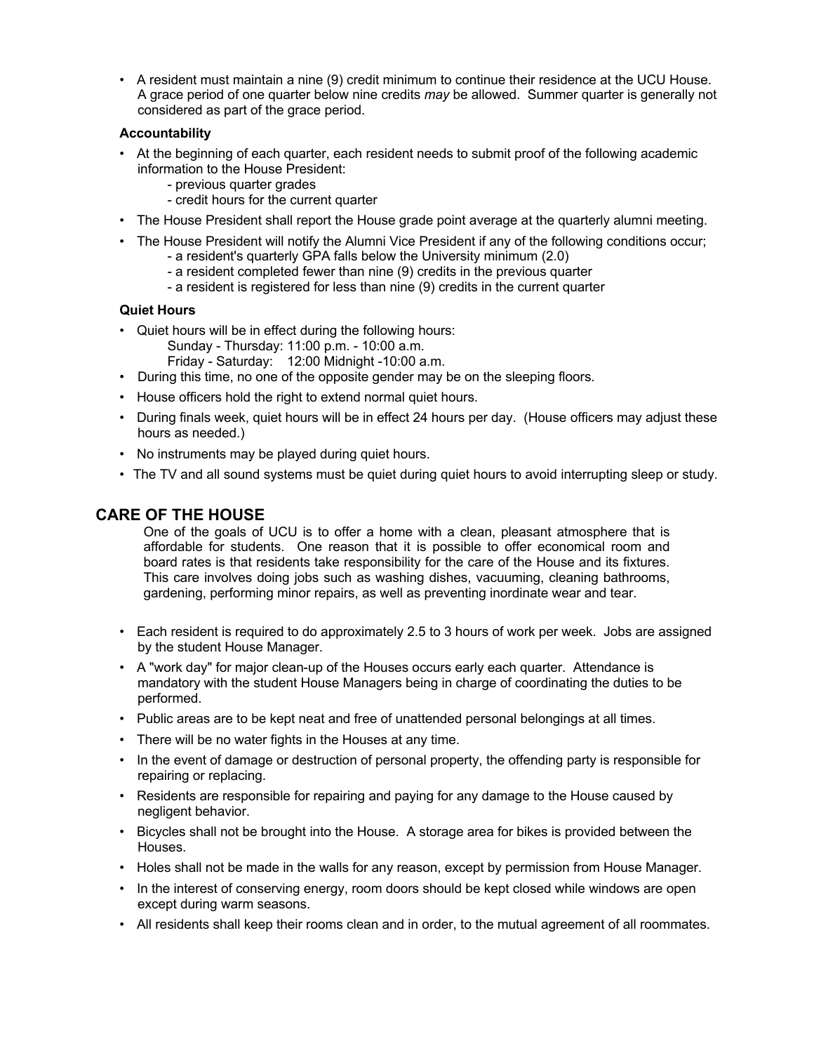- A resident must maintain a nine (9) credit minimum to continue their residence at the UCU House. A grace period of one quarter below nine credits *may* be allowed. Summer quarter is generally not considered as part of the grace period.

### Accountability

- At the beginning of each quarter, each resident needs to submit proof of the following academic information to the House President:
  - previous quarter grades
  - credit hours for the current quarter
- The House President shall report the House grade point average at the quarterly alumni meeting.
- The House President will notify the Alumni Vice President if any of the following conditions occur;
  - a resident's quarterly GPA falls below the University minimum (2.0)
  - a resident completed fewer than nine (9) credits in the previous quarter
  - a resident is registered for less than nine (9) credits in the current quarter

### Quiet Hours

- Quiet hours will be in effect during the following hours:
  - Sunday - Thursday: 11:00 p.m. - 10:00 a.m.
  - Friday - Saturday: 12:00 Midnight -10:00 a.m.
- During this time, no one of the opposite gender may be on the sleeping floors.
- House officers hold the right to extend normal quiet hours.
- During finals week, quiet hours will be in effect 24 hours per day. (House officers may adjust these hours as needed.)
- No instruments may be played during quiet hours.
- The TV and all sound systems must be quiet during quiet hours to avoid interrupting sleep or study.

## CARE OF THE HOUSE

One of the goals of UCU is to offer a home with a clean, pleasant atmosphere that is affordable for students. One reason that it is possible to offer economical room and board rates is that residents take responsibility for the care of the House and its fixtures. This care involves doing jobs such as washing dishes, vacuuming, cleaning bathrooms, gardening, performing minor repairs, as well as preventing inordinate wear and tear.

- Each resident is required to do approximately 2.5 to 3 hours of work per week. Jobs are assigned by the student House Manager.
- A "work day" for major clean-up of the Houses occurs early each quarter. Attendance is mandatory with the student House Managers being in charge of coordinating the duties to be performed.
- Public areas are to be kept neat and free of unattended personal belongings at all times.
- There will be no water fights in the Houses at any time.
- In the event of damage or destruction of personal property, the offending party is responsible for repairing or replacing.
- Residents are responsible for repairing and paying for any damage to the House caused by negligent behavior.
- Bicycles shall not be brought into the House. A storage area for bikes is provided between the Houses.
- Holes shall not be made in the walls for any reason, except by permission from House Manager.
- In the interest of conserving energy, room doors should be kept closed while windows are open except during warm seasons.
- All residents shall keep their rooms clean and in order, to the mutual agreement of all roommates.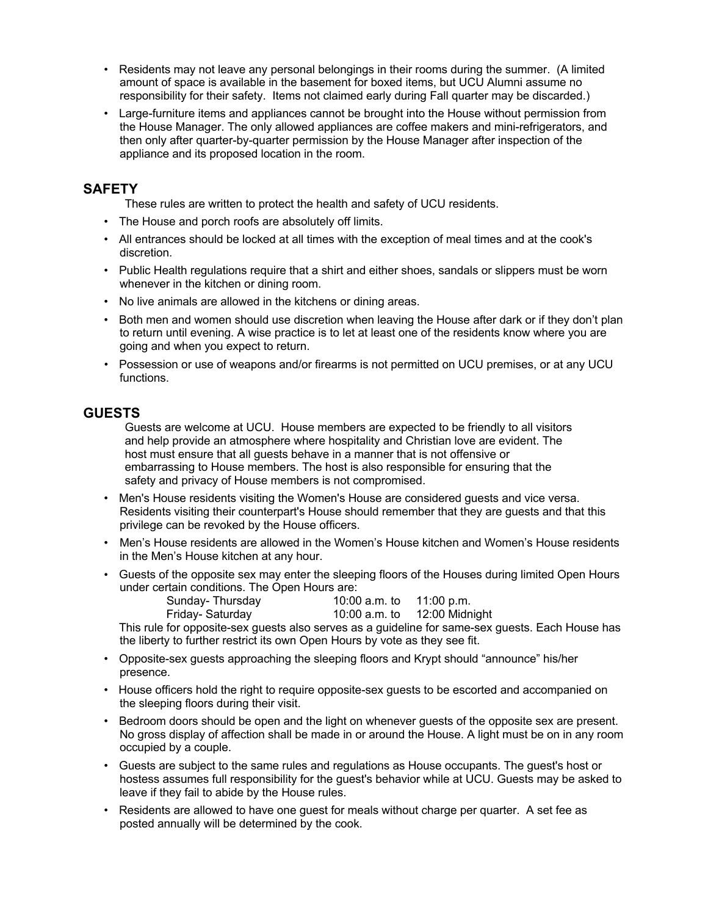- Residents may not leave any personal belongings in their rooms during the summer. (A limited amount of space is available in the basement for boxed items, but UCU Alumni assume no responsibility for their safety. Items not claimed early during Fall quarter may be discarded.)
- Large-furniture items and appliances cannot be brought into the House without permission from the House Manager. The only allowed appliances are coffee makers and mini-refrigerators, and then only after quarter-by-quarter permission by the House Manager after inspection of the appliance and its proposed location in the room.

## SAFETY

These rules are written to protect the health and safety of UCU residents.

- The House and porch roofs are absolutely off limits.
- All entrances should be locked at all times with the exception of meal times and at the cook's discretion.
- Public Health regulations require that a shirt and either shoes, sandals or slippers must be worn whenever in the kitchen or dining room.
- No live animals are allowed in the kitchens or dining areas.
- Both men and women should use discretion when leaving the House after dark or if they don't plan to return until evening. A wise practice is to let at least one of the residents know where you are going and when you expect to return.
- Possession or use of weapons and/or firearms is not permitted on UCU premises, or at any UCU functions.

## GUESTS

Guests are welcome at UCU. House members are expected to be friendly to all visitors and help provide an atmosphere where hospitality and Christian love are evident. The host must ensure that all guests behave in a manner that is not offensive or embarrassing to House members. The host is also responsible for ensuring that the safety and privacy of House members is not compromised.

- Men's House residents visiting the Women's House are considered guests and vice versa. Residents visiting their counterpart's House should remember that they are guests and that this privilege can be revoked by the House officers.
- Men's House residents are allowed in the Women's House kitchen and Women's House residents in the Men's House kitchen at any hour.
- Guests of the opposite sex may enter the sleeping floors of the Houses during limited Open Hours under certain conditions. The Open Hours are:

  | | | |
  |---|---|---|
  | Sunday- Thursday | 10:00 a.m. to | 11:00 p.m. |
  | Friday- Saturday | 10:00 a.m. to | 12:00 Midnight |

  This rule for opposite-sex guests also serves as a guideline for same-sex guests. Each House has the liberty to further restrict its own Open Hours by vote as they see fit.
- Opposite-sex guests approaching the sleeping floors and Krypt should "announce" his/her presence.
- House officers hold the right to require opposite-sex guests to be escorted and accompanied on the sleeping floors during their visit.
- Bedroom doors should be open and the light on whenever guests of the opposite sex are present. No gross display of affection shall be made in or around the House. A light must be on in any room occupied by a couple.
- Guests are subject to the same rules and regulations as House occupants. The guest's host or hostess assumes full responsibility for the guest's behavior while at UCU. Guests may be asked to leave if they fail to abide by the House rules.
- Residents are allowed to have one guest for meals without charge per quarter. A set fee as posted annually will be determined by the cook.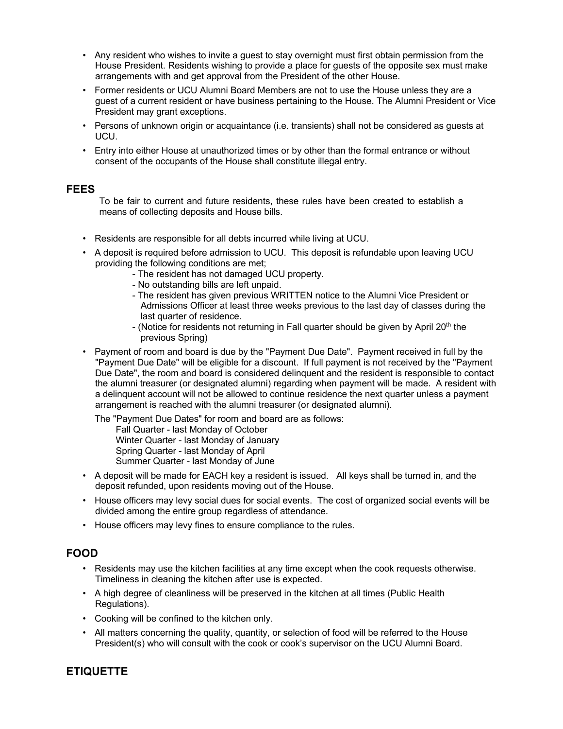- Any resident who wishes to invite a guest to stay overnight must first obtain permission from the House President. Residents wishing to provide a place for guests of the opposite sex must make arrangements with and get approval from the President of the other House.
- Former residents or UCU Alumni Board Members are not to use the House unless they are a guest of a current resident or have business pertaining to the House. The Alumni President or Vice President may grant exceptions.
- Persons of unknown origin or acquaintance (i.e. transients) shall not be considered as guests at UCU.
- Entry into either House at unauthorized times or by other than the formal entrance or without consent of the occupants of the House shall constitute illegal entry.

## FEES

To be fair to current and future residents, these rules have been created to establish a means of collecting deposits and House bills.

- Residents are responsible for all debts incurred while living at UCU.
- A deposit is required before admission to UCU. This deposit is refundable upon leaving UCU providing the following conditions are met;
  - The resident has not damaged UCU property.
  - No outstanding bills are left unpaid.
  - The resident has given previous WRITTEN notice to the Alumni Vice President or Admissions Officer at least three weeks previous to the last day of classes during the last quarter of residence.
  - (Notice for residents not returning in Fall quarter should be given by April 20th the previous Spring)
- Payment of room and board is due by the "Payment Due Date". Payment received in full by the "Payment Due Date" will be eligible for a discount. If full payment is not received by the "Payment Due Date", the room and board is considered delinquent and the resident is responsible to contact the alumni treasurer (or designated alumni) regarding when payment will be made. A resident with a delinquent account will not be allowed to continue residence the next quarter unless a payment arrangement is reached with the alumni treasurer (or designated alumni).

  The "Payment Due Dates" for room and board are as follows:
  - Fall Quarter - last Monday of October
  - Winter Quarter - last Monday of January
  - Spring Quarter - last Monday of April
  - Summer Quarter - last Monday of June
- A deposit will be made for EACH key a resident is issued. All keys shall be turned in, and the deposit refunded, upon residents moving out of the House.
- House officers may levy social dues for social events. The cost of organized social events will be divided among the entire group regardless of attendance.
- House officers may levy fines to ensure compliance to the rules.

## FOOD

- Residents may use the kitchen facilities at any time except when the cook requests otherwise. Timeliness in cleaning the kitchen after use is expected.
- A high degree of cleanliness will be preserved in the kitchen at all times (Public Health Regulations).
- Cooking will be confined to the kitchen only.
- All matters concerning the quality, quantity, or selection of food will be referred to the House President(s) who will consult with the cook or cook's supervisor on the UCU Alumni Board.

## ETIQUETTE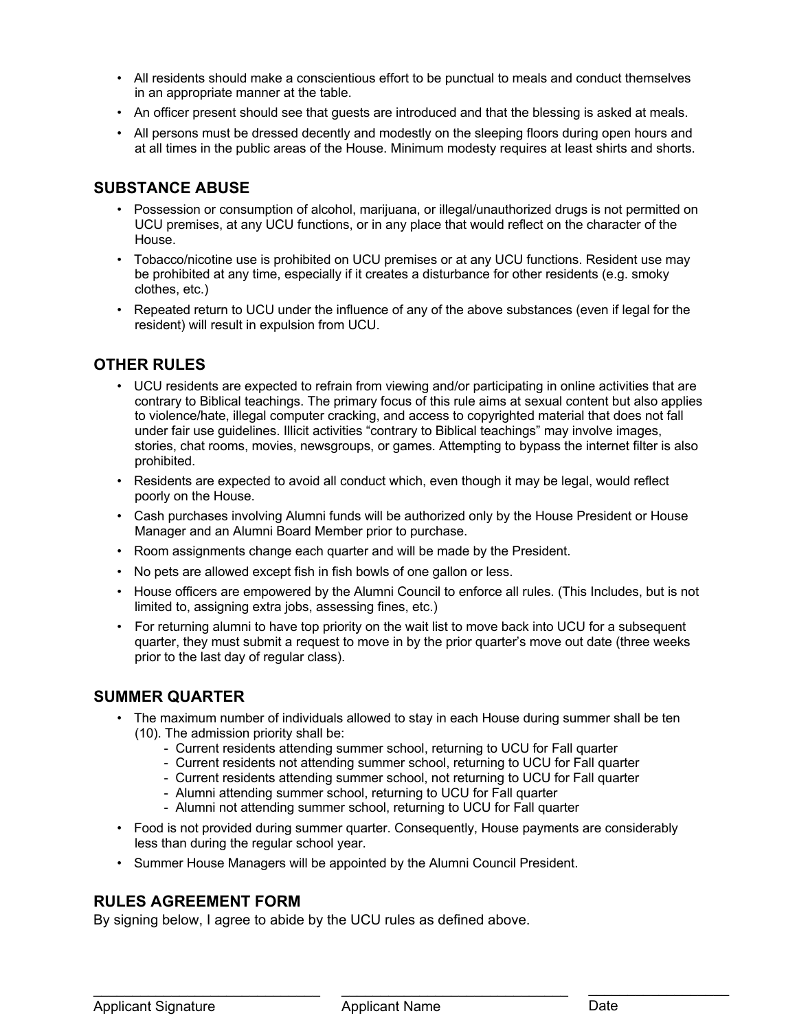- All residents should make a conscientious effort to be punctual to meals and conduct themselves in an appropriate manner at the table.
- An officer present should see that guests are introduced and that the blessing is asked at meals.
- All persons must be dressed decently and modestly on the sleeping floors during open hours and at all times in the public areas of the House. Minimum modesty requires at least shirts and shorts.

## SUBSTANCE ABUSE

- Possession or consumption of alcohol, marijuana, or illegal/unauthorized drugs is not permitted on UCU premises, at any UCU functions, or in any place that would reflect on the character of the House.
- Tobacco/nicotine use is prohibited on UCU premises or at any UCU functions. Resident use may be prohibited at any time, especially if it creates a disturbance for other residents (e.g. smoky clothes, etc.)
- Repeated return to UCU under the influence of any of the above substances (even if legal for the resident) will result in expulsion from UCU.

## OTHER RULES

- UCU residents are expected to refrain from viewing and/or participating in online activities that are contrary to Biblical teachings. The primary focus of this rule aims at sexual content but also applies to violence/hate, illegal computer cracking, and access to copyrighted material that does not fall under fair use guidelines. Illicit activities "contrary to Biblical teachings" may involve images, stories, chat rooms, movies, newsgroups, or games. Attempting to bypass the internet filter is also prohibited.
- Residents are expected to avoid all conduct which, even though it may be legal, would reflect poorly on the House.
- Cash purchases involving Alumni funds will be authorized only by the House President or House Manager and an Alumni Board Member prior to purchase.
- Room assignments change each quarter and will be made by the President.
- No pets are allowed except fish in fish bowls of one gallon or less.
- House officers are empowered by the Alumni Council to enforce all rules. (This Includes, but is not limited to, assigning extra jobs, assessing fines, etc.)
- For returning alumni to have top priority on the wait list to move back into UCU for a subsequent quarter, they must submit a request to move in by the prior quarter's move out date (three weeks prior to the last day of regular class).

## SUMMER QUARTER

- The maximum number of individuals allowed to stay in each House during summer shall be ten (10). The admission priority shall be:
  - Current residents attending summer school, returning to UCU for Fall quarter
  - Current residents not attending summer school, returning to UCU for Fall quarter
  - Current residents attending summer school, not returning to UCU for Fall quarter
  - Alumni attending summer school, returning to UCU for Fall quarter
  - Alumni not attending summer school, returning to UCU for Fall quarter
- Food is not provided during summer quarter. Consequently, House payments are considerably less than during the regular school year.
- Summer House Managers will be appointed by the Alumni Council President.

## RULES AGREEMENT FORM

By signing below, I agree to abide by the UCU rules as defined above.

\_\_\_\_\_\_\_\_\_\_\_\_\_\_\_\_\_\_\_\_\_\_\_\_\_\_\_\_\_\_ \_\_\_\_\_\_\_\_\_\_\_\_\_\_\_\_\_\_\_\_\_\_\_\_\_\_\_\_\_\_ \_\_\_\_\_\_\_\_\_\_\_\_\_\_\_\_\_\_\_\_

Applicant Signature Applicant Name Date